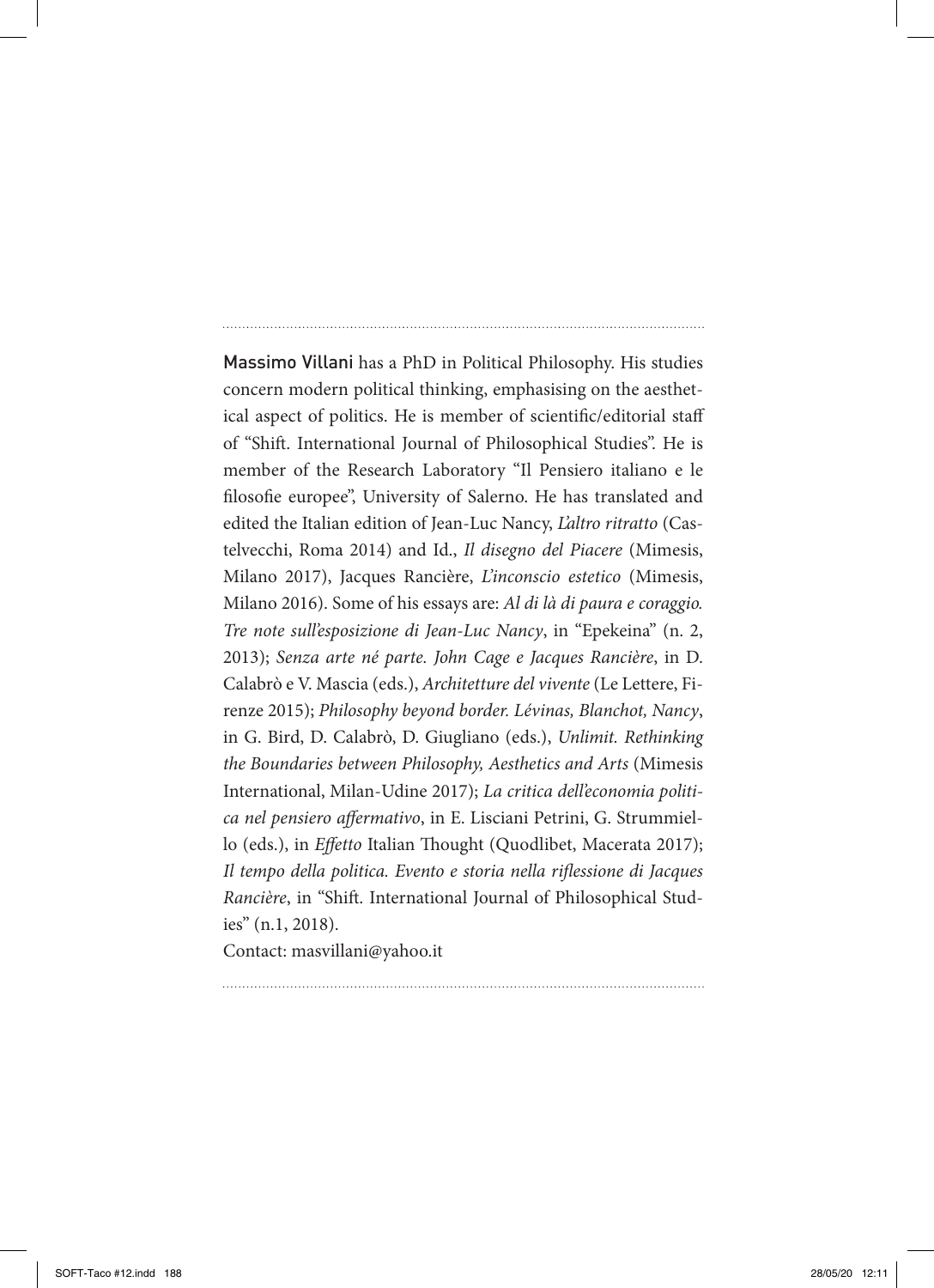**Massimo Villani** has a PhD in Political Philosophy. His studies concern modern political thinking, emphasising on the aesthetical aspect of politics. He is member of scientific/editorial staff of "Shift. International Journal of Philosophical Studies". He is member of the Research Laboratory "Il Pensiero italiano e le filosofie europee", University of Salerno. He has translated and edited the Italian edition of Jean-Luc Nancy, *L'altro ritratto* (Castelvecchi, Roma 2014) and Id., *Il disegno del Piacere* (Mimesis, Milano 2017), Jacques Rancière, *L'inconscio estetico* (Mimesis, Milano 2016). Some of his essays are: *Al di là di paura e coraggio. Tre note sull'esposizione di Jean-Luc Nancy*, in "Epekeina" (n. 2, 2013); *Senza arte né parte. John Cage e Jacques Rancière*, in D. Calabrò e V. Mascia (eds.), *Architetture del vivente* (Le Lettere, Firenze 2015); *Philosophy beyond border. Lévinas, Blanchot, Nancy*, in G. Bird, D. Calabrò, D. Giugliano (eds.), *Unlimit. Rethinking the Boundaries between Philosophy, Aesthetics and Arts* (Mimesis International, Milan-Udine 2017); *La critica dell'economia politica nel pensiero affermativo*, in E. Lisciani Petrini, G. Strummiello (eds.), in *Effetto* Italian Thought (Quodlibet, Macerata 2017); *Il tempo della politica. Evento e storia nella riflessione di Jacques Rancière*, in "Shift. International Journal of Philosophical Studies" (n.1, 2018).

Contact: masvillani@yahoo.it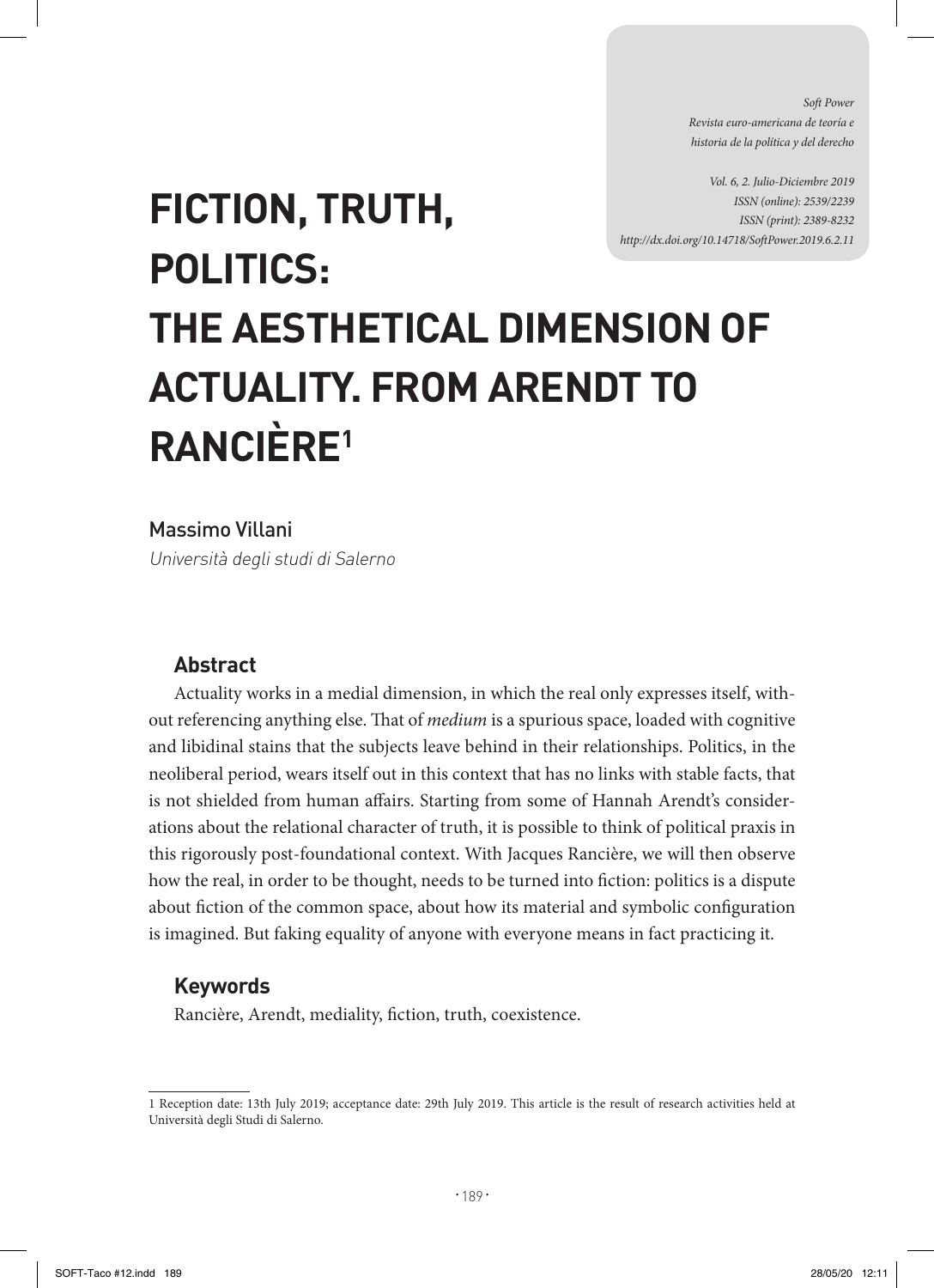# FICTION, TRUTH, POLITICS: THE AESTHETICAL DIMENSION OF ACTUALITY. FROM ARENDT TO RANCIÈRE[1]

Massimo Villani

*Università degli studi di Salerno*

## Abstract

Actuality works in a medial dimension, in which the real only expresses itself, without referencing anything else. That of *medium* is a spurious space, loaded with cognitive and libidinal stains that the subjects leave behind in their relationships. Politics, in the neoliberal period, wears itself out in this context that has no links with stable facts, that is not shielded from human affairs. Starting from some of Hannah Arendt's considerations about the relational character of truth, it is possible to think of political praxis in this rigorously post-foundational context. With Jacques Rancière, we will then observe how the real, in order to be thought, needs to be turned into fiction: politics is a dispute about fiction of the common space, about how its material and symbolic configuration is imagined. But faking equality of anyone with everyone means in fact practicing it.

## Keywords

Rancière, Arendt, mediality, fiction, truth, coexistence.

---

1 Reception date: 13th July 2019; acceptance date: 29th July 2019. This article is the result of research activities held at Università degli Studi di Salerno.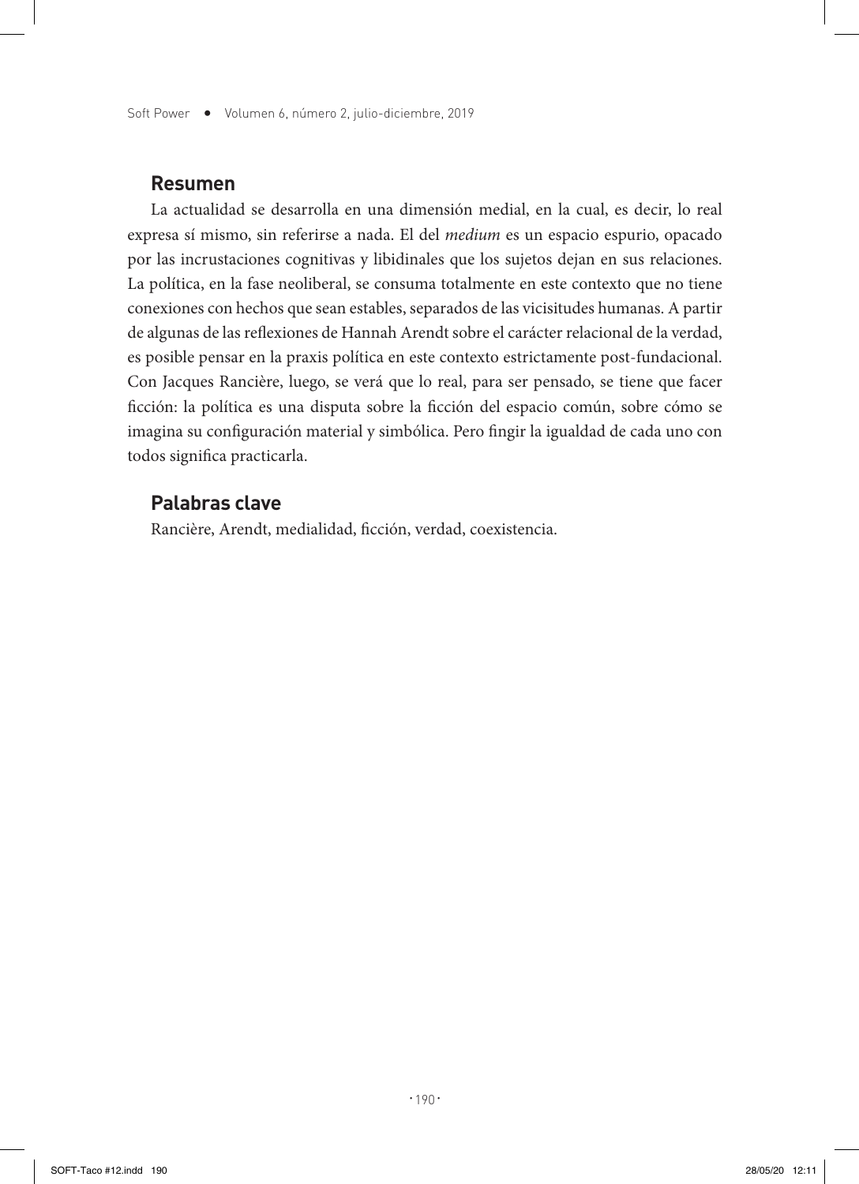## Resumen

La actualidad se desarrolla en una dimensión medial, en la cual, es decir, lo real expresa sí mismo, sin referirse a nada. El del *medium* es un espacio espurio, opacado por las incrustaciones cognitivas y libidinales que los sujetos dejan en sus relaciones. La política, en la fase neoliberal, se consuma totalmente en este contexto que no tiene conexiones con hechos que sean estables, separados de las vicisitudes humanas. A partir de algunas de las reflexiones de Hannah Arendt sobre el carácter relacional de la verdad, es posible pensar en la praxis política en este contexto estrictamente post-fundacional. Con Jacques Rancière, luego, se verá que lo real, para ser pensado, se tiene que facer ficción: la política es una disputa sobre la ficción del espacio común, sobre cómo se imagina su configuración material y simbólica. Pero fingir la igualdad de cada uno con todos significa practicarla.

## Palabras clave

Rancière, Arendt, medialidad, ficción, verdad, coexistencia.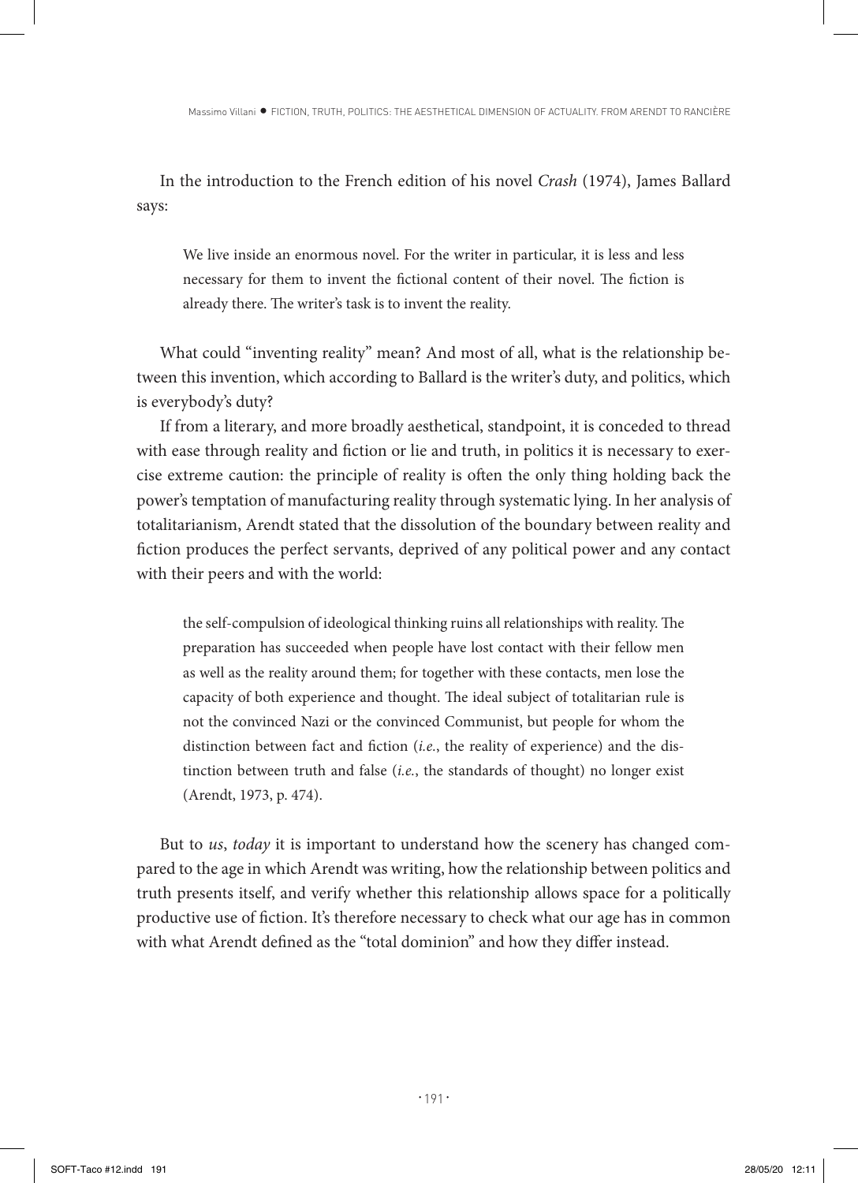In the introduction to the French edition of his novel *Crash* (1974), James Ballard says:

> We live inside an enormous novel. For the writer in particular, it is less and less necessary for them to invent the fictional content of their novel. The fiction is already there. The writer's task is to invent the reality.

What could "inventing reality" mean? And most of all, what is the relationship between this invention, which according to Ballard is the writer's duty, and politics, which is everybody's duty?

If from a literary, and more broadly aesthetical, standpoint, it is conceded to thread with ease through reality and fiction or lie and truth, in politics it is necessary to exercise extreme caution: the principle of reality is often the only thing holding back the power's temptation of manufacturing reality through systematic lying. In her analysis of totalitarianism, Arendt stated that the dissolution of the boundary between reality and fiction produces the perfect servants, deprived of any political power and any contact with their peers and with the world:

> the self-compulsion of ideological thinking ruins all relationships with reality. The preparation has succeeded when people have lost contact with their fellow men as well as the reality around them; for together with these contacts, men lose the capacity of both experience and thought. The ideal subject of totalitarian rule is not the convinced Nazi or the convinced Communist, but people for whom the distinction between fact and fiction (*i.e.*, the reality of experience) and the distinction between truth and false (*i.e.*, the standards of thought) no longer exist (Arendt, 1973, p. 474).

But to *us*, *today* it is important to understand how the scenery has changed compared to the age in which Arendt was writing, how the relationship between politics and truth presents itself, and verify whether this relationship allows space for a politically productive use of fiction. It's therefore necessary to check what our age has in common with what Arendt defined as the "total dominion" and how they differ instead.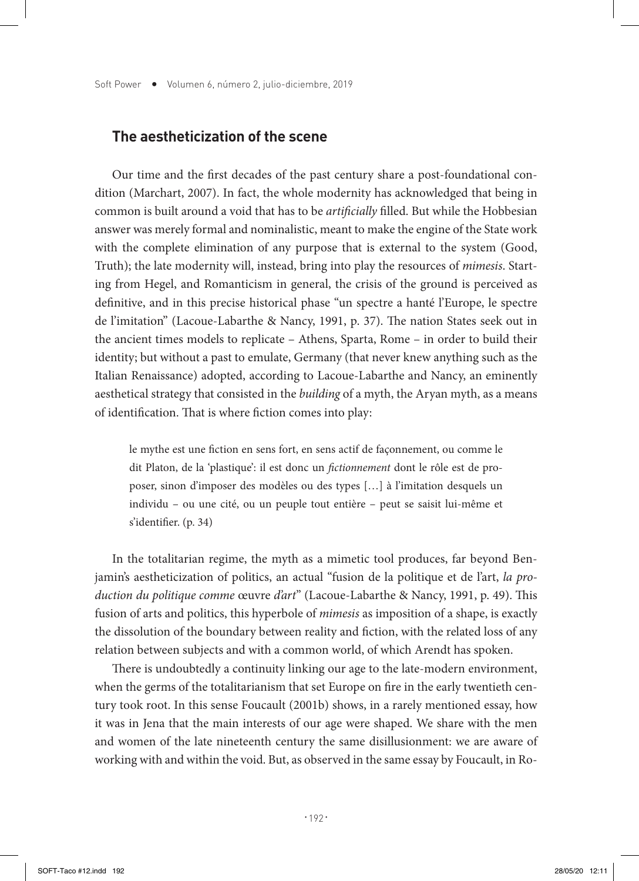## The aestheticization of the scene

Our time and the first decades of the past century share a post-foundational condition (Marchart, 2007). In fact, the whole modernity has acknowledged that being in common is built around a void that has to be *artificially* filled. But while the Hobbesian answer was merely formal and nominalistic, meant to make the engine of the State work with the complete elimination of any purpose that is external to the system (Good, Truth); the late modernity will, instead, bring into play the resources of *mimesis*. Starting from Hegel, and Romanticism in general, the crisis of the ground is perceived as definitive, and in this precise historical phase "un spectre a hanté l'Europe, le spectre de l'imitation" (Lacoue-Labarthe & Nancy, 1991, p. 37). The nation States seek out in the ancient times models to replicate – Athens, Sparta, Rome – in order to build their identity; but without a past to emulate, Germany (that never knew anything such as the Italian Renaissance) adopted, according to Lacoue-Labarthe and Nancy, an eminently aesthetical strategy that consisted in the *building* of a myth, the Aryan myth, as a means of identification. That is where fiction comes into play:

> le mythe est une fiction en sens fort, en sens actif de façonnement, ou comme le dit Platon, de la 'plastique': il est donc un *fictionnement* dont le rôle est de proposer, sinon d'imposer des modèles ou des types […] à l'imitation desquels un individu – ou une cité, ou un peuple tout entière – peut se saisit lui-même et s'identifier. (p. 34)

In the totalitarian regime, the myth as a mimetic tool produces, far beyond Benjamin's aestheticization of politics, an actual "fusion de la politique et de l'art, *la production du politique comme* œuvre *d'art*" (Lacoue-Labarthe & Nancy, 1991, p. 49). This fusion of arts and politics, this hyperbole of *mimesis* as imposition of a shape, is exactly the dissolution of the boundary between reality and fiction, with the related loss of any relation between subjects and with a common world, of which Arendt has spoken.

There is undoubtedly a continuity linking our age to the late-modern environment, when the germs of the totalitarianism that set Europe on fire in the early twentieth century took root. In this sense Foucault (2001b) shows, in a rarely mentioned essay, how it was in Jena that the main interests of our age were shaped. We share with the men and women of the late nineteenth century the same disillusionment: we are aware of working with and within the void. But, as observed in the same essay by Foucault, in Ro-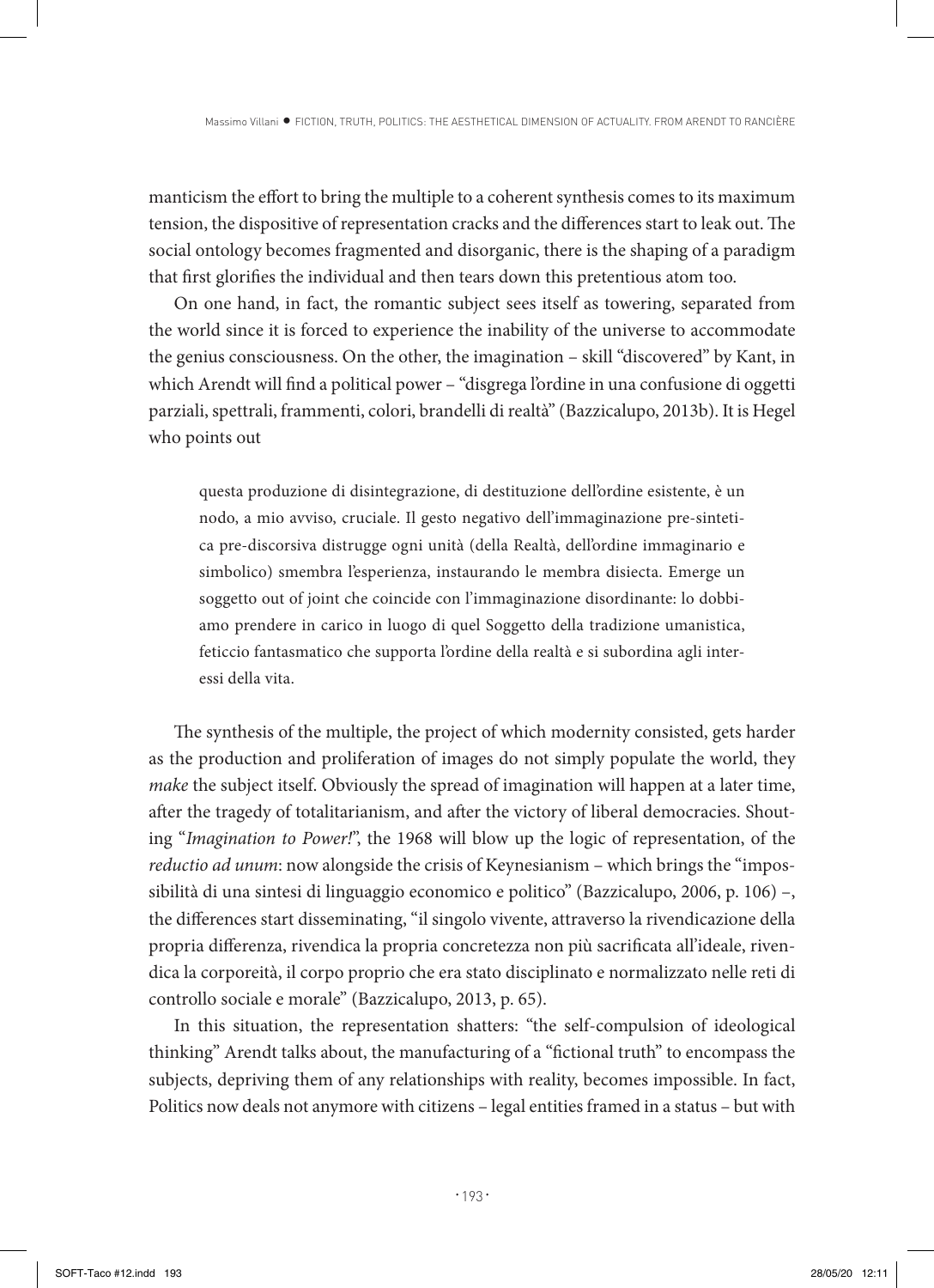manticism the effort to bring the multiple to a coherent synthesis comes to its maximum tension, the dispositive of representation cracks and the differences start to leak out. The social ontology becomes fragmented and disorganic, there is the shaping of a paradigm that first glorifies the individual and then tears down this pretentious atom too.

On one hand, in fact, the romantic subject sees itself as towering, separated from the world since it is forced to experience the inability of the universe to accommodate the genius consciousness. On the other, the imagination – skill "discovered" by Kant, in which Arendt will find a political power – "disgrega l'ordine in una confusione di oggetti parziali, spettrali, frammenti, colori, brandelli di realtà" (Bazzicalupo, 2013b). It is Hegel who points out

> questa produzione di disintegrazione, di destituzione dell'ordine esistente, è un nodo, a mio avviso, cruciale. Il gesto negativo dell'immaginazione pre-sintetica pre-discorsiva distrugge ogni unità (della Realtà, dell'ordine immaginario e simbolico) smembra l'esperienza, instaurando le membra disiecta. Emerge un soggetto out of joint che coincide con l'immaginazione disordinante: lo dobbiamo prendere in carico in luogo di quel Soggetto della tradizione umanistica, feticcio fantasmatico che supporta l'ordine della realtà e si subordina agli interessi della vita.

The synthesis of the multiple, the project of which modernity consisted, gets harder as the production and proliferation of images do not simply populate the world, they *make* the subject itself. Obviously the spread of imagination will happen at a later time, after the tragedy of totalitarianism, and after the victory of liberal democracies. Shouting "*Imagination to Power!*", the 1968 will blow up the logic of representation, of the *reductio ad unum*: now alongside the crisis of Keynesianism – which brings the "impossibilità di una sintesi di linguaggio economico e politico" (Bazzicalupo, 2006, p. 106) –, the differences start disseminating, "il singolo vivente, attraverso la rivendicazione della propria differenza, rivendica la propria concretezza non più sacrificata all'ideale, rivendica la corporeità, il corpo proprio che era stato disciplinato e normalizzato nelle reti di controllo sociale e morale" (Bazzicalupo, 2013, p. 65).

In this situation, the representation shatters: "the self-compulsion of ideological thinking" Arendt talks about, the manufacturing of a "fictional truth" to encompass the subjects, depriving them of any relationships with reality, becomes impossible. In fact, Politics now deals not anymore with citizens – legal entities framed in a status – but with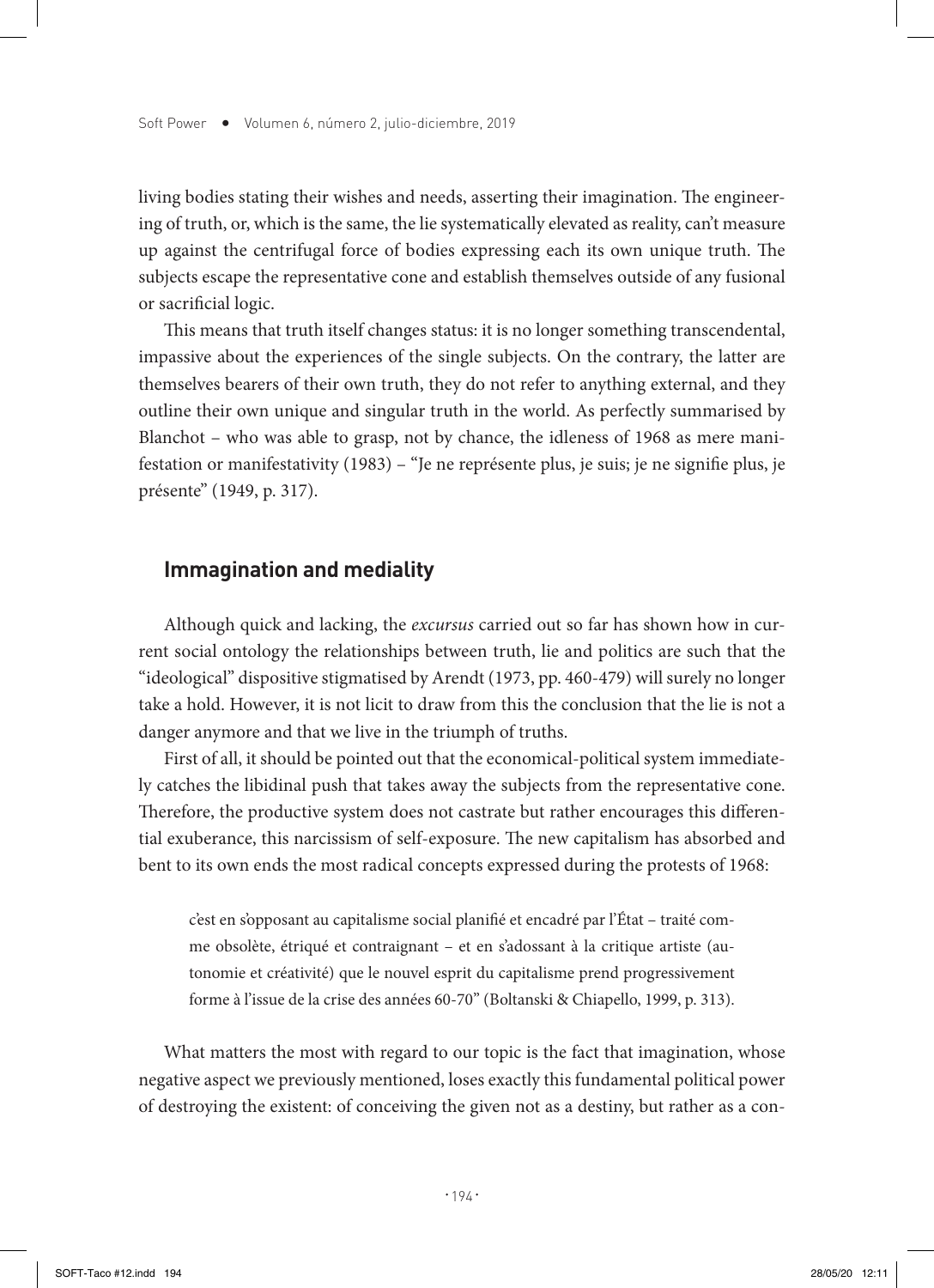living bodies stating their wishes and needs, asserting their imagination. The engineering of truth, or, which is the same, the lie systematically elevated as reality, can't measure up against the centrifugal force of bodies expressing each its own unique truth. The subjects escape the representative cone and establish themselves outside of any fusional or sacrificial logic.

This means that truth itself changes status: it is no longer something transcendental, impassive about the experiences of the single subjects. On the contrary, the latter are themselves bearers of their own truth, they do not refer to anything external, and they outline their own unique and singular truth in the world. As perfectly summarised by Blanchot – who was able to grasp, not by chance, the idleness of 1968 as mere manifestation or manifestativity (1983) – "Je ne représente plus, je suis; je ne signifie plus, je présente" (1949, p. 317).

## Immagination and mediality

Although quick and lacking, the *excursus* carried out so far has shown how in current social ontology the relationships between truth, lie and politics are such that the "ideological" dispositive stigmatised by Arendt (1973, pp. 460-479) will surely no longer take a hold. However, it is not licit to draw from this the conclusion that the lie is not a danger anymore and that we live in the triumph of truths.

First of all, it should be pointed out that the economical-political system immediately catches the libidinal push that takes away the subjects from the representative cone. Therefore, the productive system does not castrate but rather encourages this differential exuberance, this narcissism of self-exposure. The new capitalism has absorbed and bent to its own ends the most radical concepts expressed during the protests of 1968:

> c'est en s'opposant au capitalisme social planifié et encadré par l'État – traité comme obsolète, étriqué et contraignant – et en s'adossant à la critique artiste (autonomie et créativité) que le nouvel esprit du capitalisme prend progressivement forme à l'issue de la crise des années 60-70" (Boltanski & Chiapello, 1999, p. 313).

What matters the most with regard to our topic is the fact that imagination, whose negative aspect we previously mentioned, loses exactly this fundamental political power of destroying the existent: of conceiving the given not as a destiny, but rather as a con-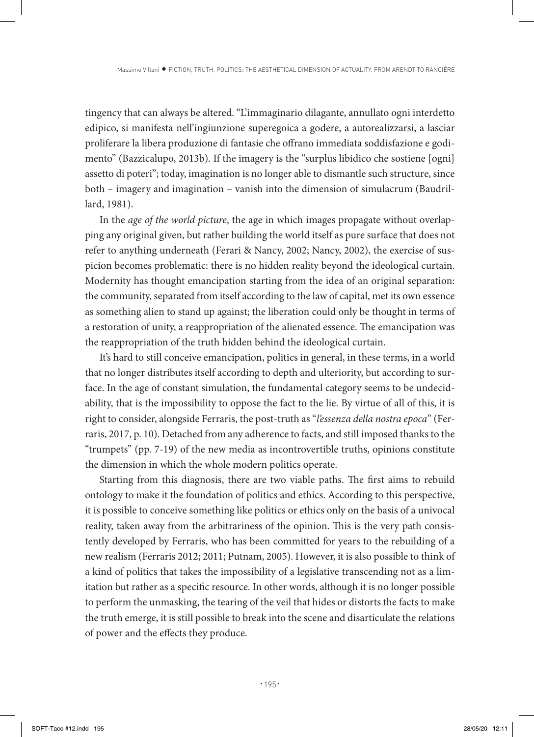tingency that can always be altered. "L'immaginario dilagante, annullato ogni interdetto edipico, si manifesta nell'ingiunzione superegoica a godere, a autorealizzarsi, a lasciar proliferare la libera produzione di fantasie che offrano immediata soddisfazione e godimento" (Bazzicalupo, 2013b). If the imagery is the "surplus libidico che sostiene [ogni] assetto di poteri"; today, imagination is no longer able to dismantle such structure, since both – imagery and imagination – vanish into the dimension of simulacrum (Baudrillard, 1981).

In the *age of the world picture*, the age in which images propagate without overlapping any original given, but rather building the world itself as pure surface that does not refer to anything underneath (Ferari & Nancy, 2002; Nancy, 2002), the exercise of suspicion becomes problematic: there is no hidden reality beyond the ideological curtain. Modernity has thought emancipation starting from the idea of an original separation: the community, separated from itself according to the law of capital, met its own essence as something alien to stand up against; the liberation could only be thought in terms of a restoration of unity, a reappropriation of the alienated essence. The emancipation was the reappropriation of the truth hidden behind the ideological curtain.

It's hard to still conceive emancipation, politics in general, in these terms, in a world that no longer distributes itself according to depth and ulteriority, but according to surface. In the age of constant simulation, the fundamental category seems to be undecidability, that is the impossibility to oppose the fact to the lie. By virtue of all of this, it is right to consider, alongside Ferraris, the post-truth as "*l'essenza della nostra epoca*" (Ferraris, 2017, p. 10). Detached from any adherence to facts, and still imposed thanks to the "trumpets" (pp. 7-19) of the new media as incontrovertible truths, opinions constitute the dimension in which the whole modern politics operate.

Starting from this diagnosis, there are two viable paths. The first aims to rebuild ontology to make it the foundation of politics and ethics. According to this perspective, it is possible to conceive something like politics or ethics only on the basis of a univocal reality, taken away from the arbitrariness of the opinion. This is the very path consistently developed by Ferraris, who has been committed for years to the rebuilding of a new realism (Ferraris 2012; 2011; Putnam, 2005). However, it is also possible to think of a kind of politics that takes the impossibility of a legislative transcending not as a limitation but rather as a specific resource. In other words, although it is no longer possible to perform the unmasking, the tearing of the veil that hides or distorts the facts to make the truth emerge, it is still possible to break into the scene and disarticulate the relations of power and the effects they produce.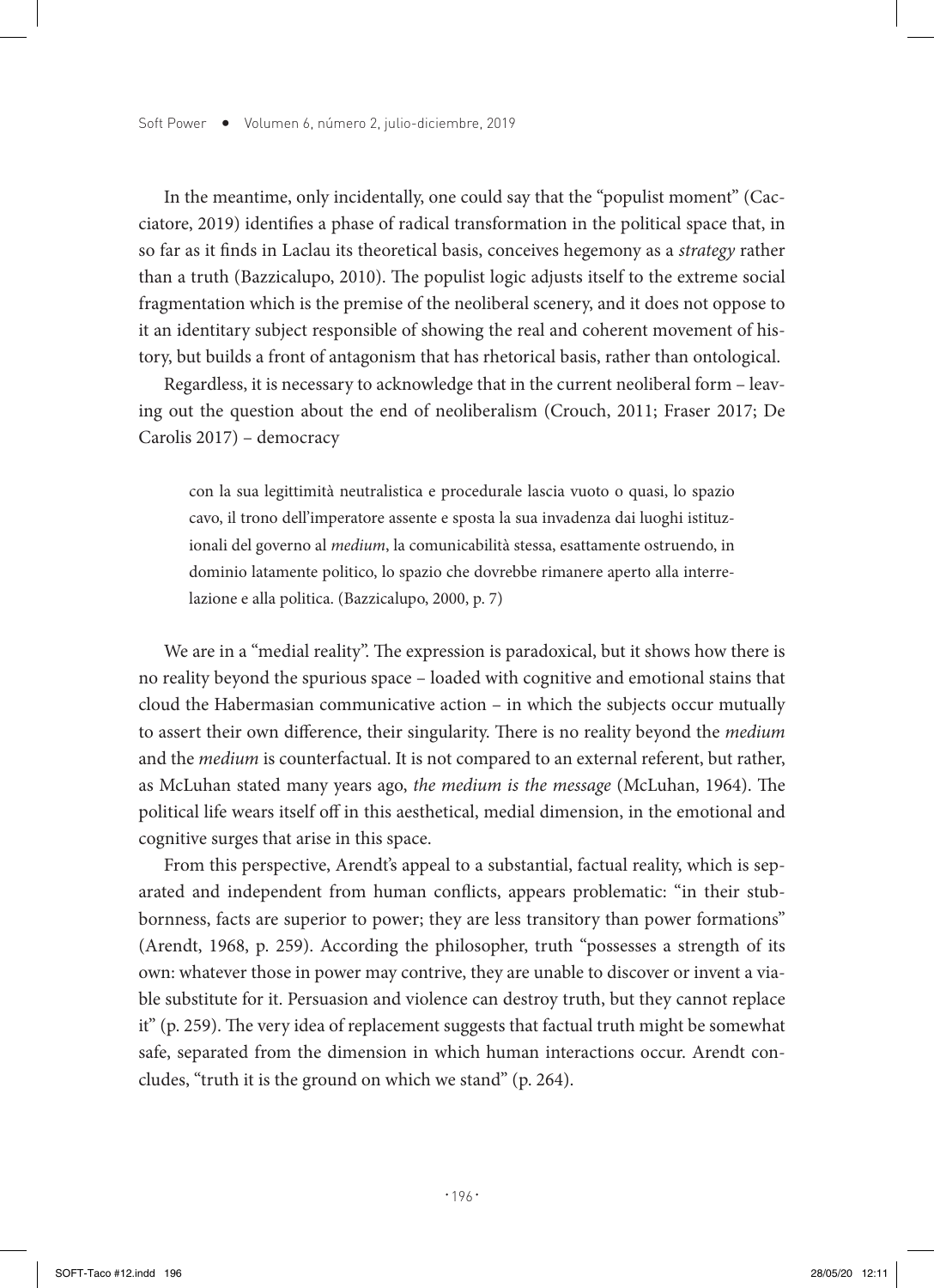In the meantime, only incidentally, one could say that the "populist moment" (Cacciatore, 2019) identifies a phase of radical transformation in the political space that, in so far as it finds in Laclau its theoretical basis, conceives hegemony as a *strategy* rather than a truth (Bazzicalupo, 2010). The populist logic adjusts itself to the extreme social fragmentation which is the premise of the neoliberal scenery, and it does not oppose to it an identitary subject responsible of showing the real and coherent movement of history, but builds a front of antagonism that has rhetorical basis, rather than ontological.

Regardless, it is necessary to acknowledge that in the current neoliberal form – leaving out the question about the end of neoliberalism (Crouch, 2011; Fraser 2017; De Carolis 2017) – democracy

> con la sua legittimità neutralistica e procedurale lascia vuoto o quasi, lo spazio cavo, il trono dell'imperatore assente e sposta la sua invadenza dai luoghi istituzionali del governo al *medium*, la comunicabilità stessa, esattamente ostruendo, in dominio latamente politico, lo spazio che dovrebbe rimanere aperto alla interrelazione e alla politica. (Bazzicalupo, 2000, p. 7)

We are in a "medial reality". The expression is paradoxical, but it shows how there is no reality beyond the spurious space – loaded with cognitive and emotional stains that cloud the Habermasian communicative action – in which the subjects occur mutually to assert their own difference, their singularity. There is no reality beyond the *medium* and the *medium* is counterfactual. It is not compared to an external referent, but rather, as McLuhan stated many years ago, *the medium is the message* (McLuhan, 1964). The political life wears itself off in this aesthetical, medial dimension, in the emotional and cognitive surges that arise in this space.

From this perspective, Arendt's appeal to a substantial, factual reality, which is separated and independent from human conflicts, appears problematic: "in their stubbornness, facts are superior to power; they are less transitory than power formations" (Arendt, 1968, p. 259). According the philosopher, truth "possesses a strength of its own: whatever those in power may contrive, they are unable to discover or invent a viable substitute for it. Persuasion and violence can destroy truth, but they cannot replace it" (p. 259). The very idea of replacement suggests that factual truth might be somewhat safe, separated from the dimension in which human interactions occur. Arendt concludes, "truth it is the ground on which we stand" (p. 264).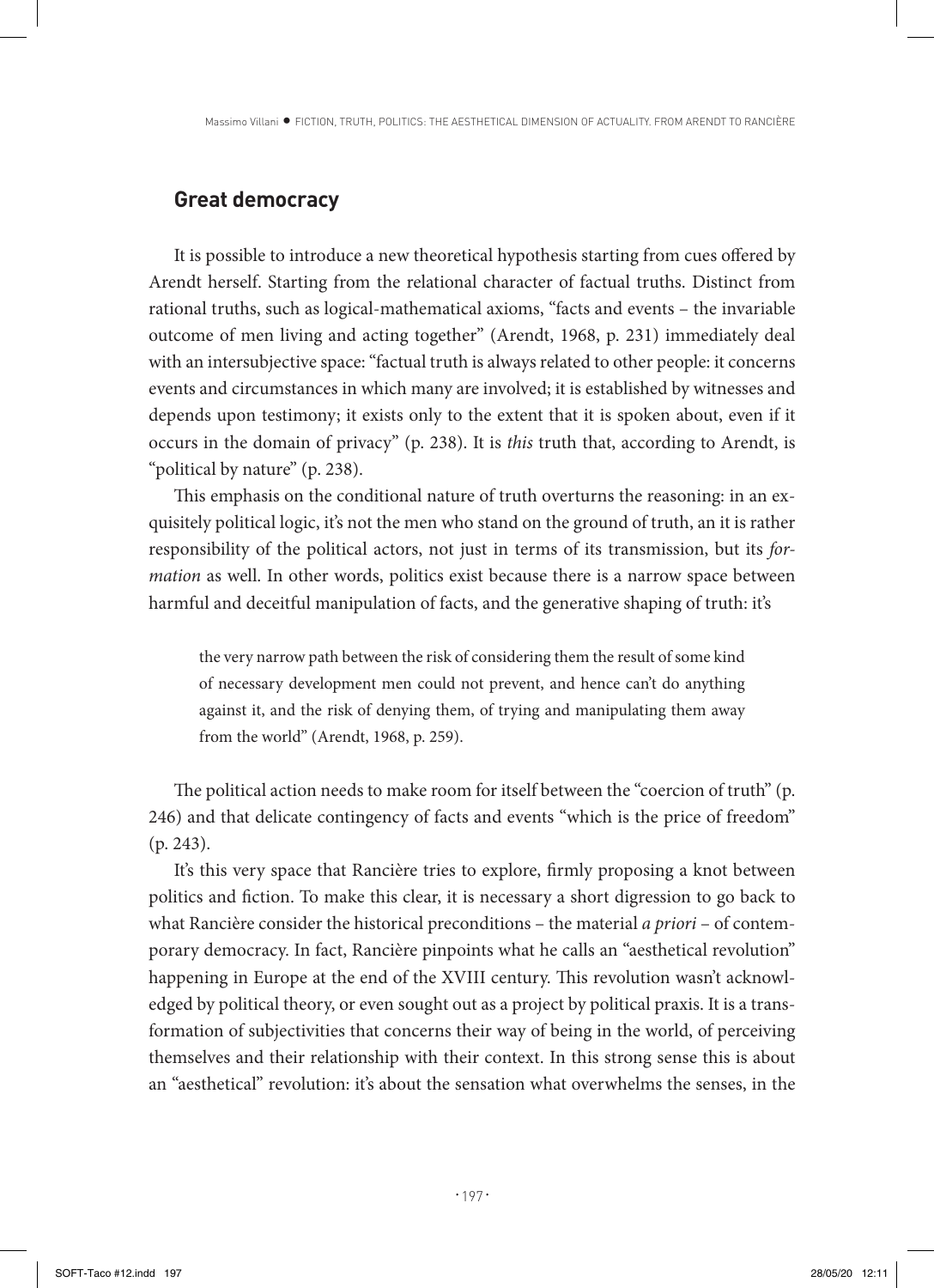## Great democracy

It is possible to introduce a new theoretical hypothesis starting from cues offered by Arendt herself. Starting from the relational character of factual truths. Distinct from rational truths, such as logical-mathematical axioms, "facts and events – the invariable outcome of men living and acting together" (Arendt, 1968, p. 231) immediately deal with an intersubjective space: "factual truth is always related to other people: it concerns events and circumstances in which many are involved; it is established by witnesses and depends upon testimony; it exists only to the extent that it is spoken about, even if it occurs in the domain of privacy" (p. 238). It is *this* truth that, according to Arendt, is "political by nature" (p. 238).

This emphasis on the conditional nature of truth overturns the reasoning: in an exquisitely political logic, it's not the men who stand on the ground of truth, an it is rather responsibility of the political actors, not just in terms of its transmission, but its *formation* as well. In other words, politics exist because there is a narrow space between harmful and deceitful manipulation of facts, and the generative shaping of truth: it's

> the very narrow path between the risk of considering them the result of some kind of necessary development men could not prevent, and hence can't do anything against it, and the risk of denying them, of trying and manipulating them away from the world" (Arendt, 1968, p. 259).

The political action needs to make room for itself between the "coercion of truth" (p. 246) and that delicate contingency of facts and events "which is the price of freedom" (p. 243).

It's this very space that Rancière tries to explore, firmly proposing a knot between politics and fiction. To make this clear, it is necessary a short digression to go back to what Rancière consider the historical preconditions – the material *a priori* – of contemporary democracy. In fact, Rancière pinpoints what he calls an "aesthetical revolution" happening in Europe at the end of the XVIII century. This revolution wasn't acknowledged by political theory, or even sought out as a project by political praxis. It is a transformation of subjectivities that concerns their way of being in the world, of perceiving themselves and their relationship with their context. In this strong sense this is about an "aesthetical" revolution: it's about the sensation what overwhelms the senses, in the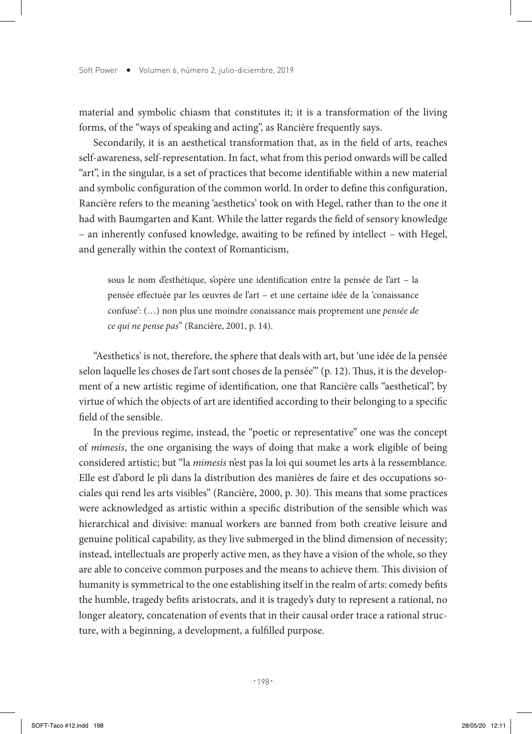material and symbolic chiasm that constitutes it; it is a transformation of the living forms, of the "ways of speaking and acting", as Rancière frequently says.

Secondarily, it is an aesthetical transformation that, as in the field of arts, reaches self-awareness, self-representation. In fact, what from this period onwards will be called "art", in the singular, is a set of practices that become identifiable within a new material and symbolic configuration of the common world. In order to define this configuration, Rancière refers to the meaning 'aesthetics' took on with Hegel, rather than to the one it had with Baumgarten and Kant. While the latter regards the field of sensory knowledge – an inherently confused knowledge, awaiting to be refined by intellect – with Hegel, and generally within the context of Romanticism,

> sous le nom d'esthétique, s'opère une identification entre la pensée de l'art – la pensée effectuée par les œuvres de l'art – et une certaine idée de la 'conaissance confuse': (…) non plus une moindre conaissance mais proprement une *pensée de ce qui ne pense pas*" (Rancière, 2001, p. 14).

"Aesthetics' is not, therefore, the sphere that deals with art, but 'une idée de la pensée selon laquelle les choses de l'art sont choses de la pensée'" (p. 12). Thus, it is the development of a new artistic regime of identification, one that Rancière calls "aesthetical", by virtue of which the objects of art are identified according to their belonging to a specific field of the sensible.

In the previous regime, instead, the "poetic or representative" one was the concept of *mimesis*, the one organising the ways of doing that make a work eligible of being considered artistic; but "la *mimesis* n'est pas la loi qui soumet les arts à la ressemblance. Elle est d'abord le pli dans la distribution des manières de faire et des occupations sociales qui rend les arts visibles" (Rancière, 2000, p. 30). This means that some practices were acknowledged as artistic within a specific distribution of the sensible which was hierarchical and divisive: manual workers are banned from both creative leisure and genuine political capability, as they live submerged in the blind dimension of necessity; instead, intellectuals are properly active men, as they have a vision of the whole, so they are able to conceive common purposes and the means to achieve them. This division of humanity is symmetrical to the one establishing itself in the realm of arts: comedy befits the humble, tragedy befits aristocrats, and it is tragedy's duty to represent a rational, no longer aleatory, concatenation of events that in their causal order trace a rational structure, with a beginning, a development, a fulfilled purpose.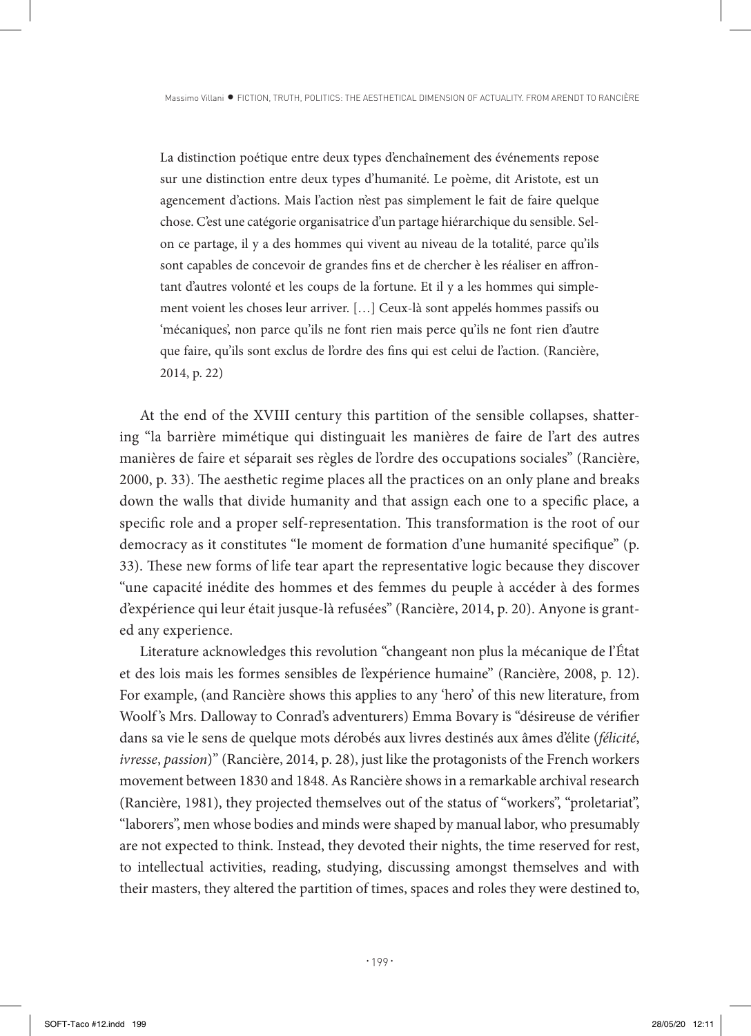> La distinction poétique entre deux types d'enchaînement des événements repose sur une distinction entre deux types d'humanité. Le poème, dit Aristote, est un agencement d'actions. Mais l'action n'est pas simplement le fait de faire quelque chose. C'est une catégorie organisatrice d'un partage hiérarchique du sensible. Selon ce partage, il y a des hommes qui vivent au niveau de la totalité, parce qu'ils sont capables de concevoir de grandes fins et de chercher è les réaliser en affrontant d'autres volonté et les coups de la fortune. Et il y a les hommes qui simplement voient les choses leur arriver. […] Ceux-là sont appelés hommes passifs ou 'mécaniques', non parce qu'ils ne font rien mais perce qu'ils ne font rien d'autre que faire, qu'ils sont exclus de l'ordre des fins qui est celui de l'action. (Rancière, 2014, p. 22)

At the end of the XVIII century this partition of the sensible collapses, shattering "la barrière mimétique qui distinguait les manières de faire de l'art des autres manières de faire et séparait ses règles de l'ordre des occupations sociales" (Rancière, 2000, p. 33). The aesthetic regime places all the practices on an only plane and breaks down the walls that divide humanity and that assign each one to a specific place, a specific role and a proper self-representation. This transformation is the root of our democracy as it constitutes "le moment de formation d'une humanité specifique" (p. 33). These new forms of life tear apart the representative logic because they discover "une capacité inédite des hommes et des femmes du peuple à accéder à des formes d'expérience qui leur était jusque-là refusées" (Rancière, 2014, p. 20). Anyone is granted any experience.

Literature acknowledges this revolution "changeant non plus la mécanique de l'État et des lois mais les formes sensibles de l'expérience humaine" (Rancière, 2008, p. 12). For example, (and Rancière shows this applies to any 'hero' of this new literature, from Woolf's Mrs. Dalloway to Conrad's adventurers) Emma Bovary is "désireuse de vérifier dans sa vie le sens de quelque mots dérobés aux livres destinés aux âmes d'élite (*félicité*, *ivresse*, *passion*)" (Rancière, 2014, p. 28), just like the protagonists of the French workers movement between 1830 and 1848. As Rancière shows in a remarkable archival research (Rancière, 1981), they projected themselves out of the status of "workers", "proletariat", "laborers", men whose bodies and minds were shaped by manual labor, who presumably are not expected to think. Instead, they devoted their nights, the time reserved for rest, to intellectual activities, reading, studying, discussing amongst themselves and with their masters, they altered the partition of times, spaces and roles they were destined to,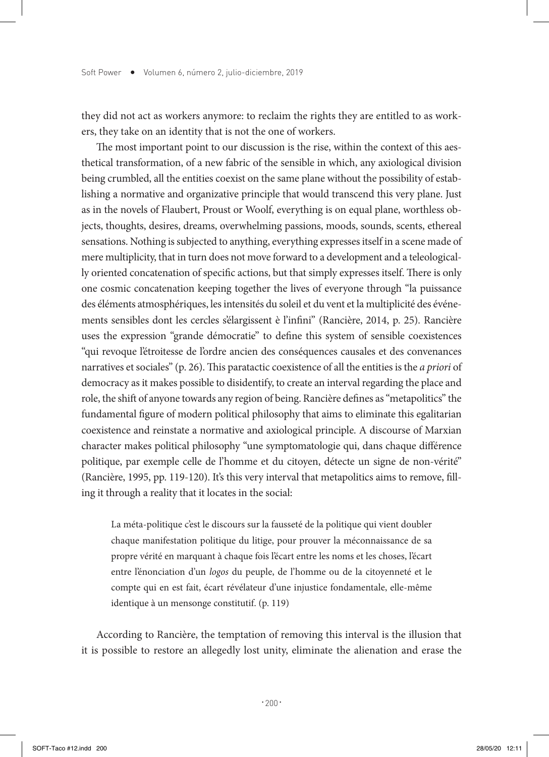they did not act as workers anymore: to reclaim the rights they are entitled to as workers, they take on an identity that is not the one of workers.

The most important point to our discussion is the rise, within the context of this aesthetical transformation, of a new fabric of the sensible in which, any axiological division being crumbled, all the entities coexist on the same plane without the possibility of establishing a normative and organizative principle that would transcend this very plane. Just as in the novels of Flaubert, Proust or Woolf, everything is on equal plane, worthless objects, thoughts, desires, dreams, overwhelming passions, moods, sounds, scents, ethereal sensations. Nothing is subjected to anything, everything expresses itself in a scene made of mere multiplicity, that in turn does not move forward to a development and a teleologically oriented concatenation of specific actions, but that simply expresses itself. There is only one cosmic concatenation keeping together the lives of everyone through "la puissance des éléments atmosphériques, les intensités du soleil et du vent et la multiplicité des événements sensibles dont les cercles s'élargissent è l'infini" (Rancière, 2014, p. 25). Rancière uses the expression "grande démocratie" to define this system of sensible coexistences "qui revoque l'étroitesse de l'ordre ancien des conséquences causales et des convenances narratives et sociales" (p. 26). This paratactic coexistence of all the entities is the *a priori* of democracy as it makes possible to disidentify, to create an interval regarding the place and role, the shift of anyone towards any region of being. Rancière defines as "metapolitics" the fundamental figure of modern political philosophy that aims to eliminate this egalitarian coexistence and reinstate a normative and axiological principle. A discourse of Marxian character makes political philosophy "une symptomatologie qui, dans chaque différence politique, par exemple celle de l'homme et du citoyen, détecte un signe de non-vérité" (Rancière, 1995, pp. 119-120). It's this very interval that metapolitics aims to remove, filling it through a reality that it locates in the social:

> La méta-politique c'est le discours sur la fausseté de la politique qui vient doubler chaque manifestation politique du litige, pour prouver la méconnaissance de sa propre vérité en marquant à chaque fois l'écart entre les noms et les choses, l'écart entre l'énonciation d'un *logos* du peuple, de l'homme ou de la citoyenneté et le compte qui en est fait, écart révélateur d'une injustice fondamentale, elle-même identique à un mensonge constitutif. (p. 119)

According to Rancière, the temptation of removing this interval is the illusion that it is possible to restore an allegedly lost unity, eliminate the alienation and erase the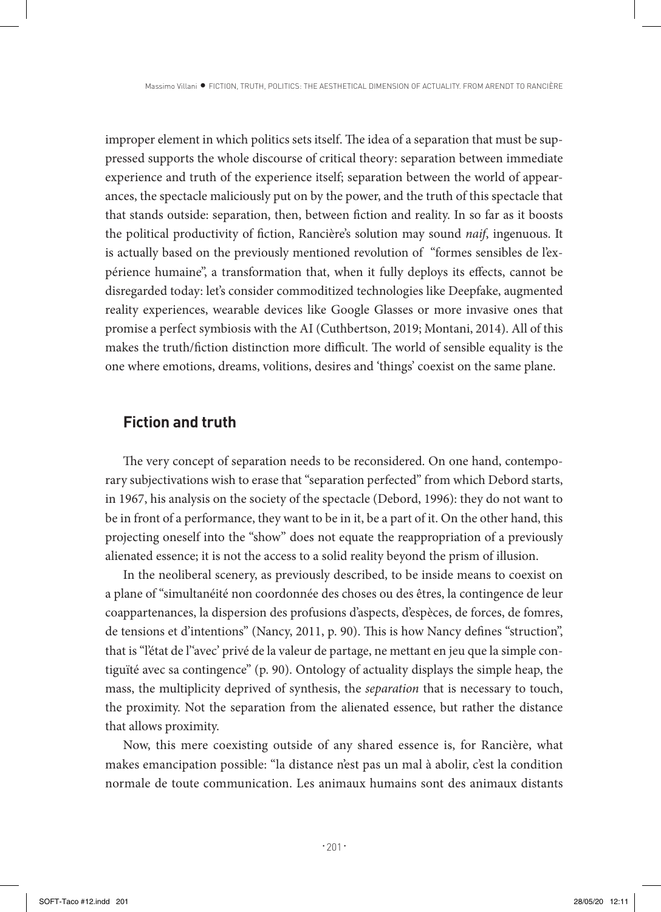improper element in which politics sets itself. The idea of a separation that must be suppressed supports the whole discourse of critical theory: separation between immediate experience and truth of the experience itself; separation between the world of appearances, the spectacle maliciously put on by the power, and the truth of this spectacle that that stands outside: separation, then, between fiction and reality. In so far as it boosts the political productivity of fiction, Rancière's solution may sound *naif*, ingenuous. It is actually based on the previously mentioned revolution of "formes sensibles de l'expérience humaine", a transformation that, when it fully deploys its effects, cannot be disregarded today: let's consider commoditized technologies like Deepfake, augmented reality experiences, wearable devices like Google Glasses or more invasive ones that promise a perfect symbiosis with the AI (Cuthbertson, 2019; Montani, 2014). All of this makes the truth/fiction distinction more difficult. The world of sensible equality is the one where emotions, dreams, volitions, desires and 'things' coexist on the same plane.

## Fiction and truth

The very concept of separation needs to be reconsidered. On one hand, contemporary subjectivations wish to erase that "separation perfected" from which Debord starts, in 1967, his analysis on the society of the spectacle (Debord, 1996): they do not want to be in front of a performance, they want to be in it, be a part of it. On the other hand, this projecting oneself into the "show" does not equate the reappropriation of a previously alienated essence; it is not the access to a solid reality beyond the prism of illusion.

In the neoliberal scenery, as previously described, to be inside means to coexist on a plane of "simultanéité non coordonnée des choses ou des êtres, la contingence de leur coappartenances, la dispersion des profusions d'aspects, d'espèces, de forces, de fomres, de tensions et d'intentions" (Nancy, 2011, p. 90). This is how Nancy defines "struction", that is "l'état de l''avec' privé de la valeur de partage, ne mettant en jeu que la simple contiguïté avec sa contingence" (p. 90). Ontology of actuality displays the simple heap, the mass, the multiplicity deprived of synthesis, the *separation* that is necessary to touch, the proximity. Not the separation from the alienated essence, but rather the distance that allows proximity.

Now, this mere coexisting outside of any shared essence is, for Rancière, what makes emancipation possible: "la distance n'est pas un mal à abolir, c'est la condition normale de toute communication. Les animaux humains sont des animaux distants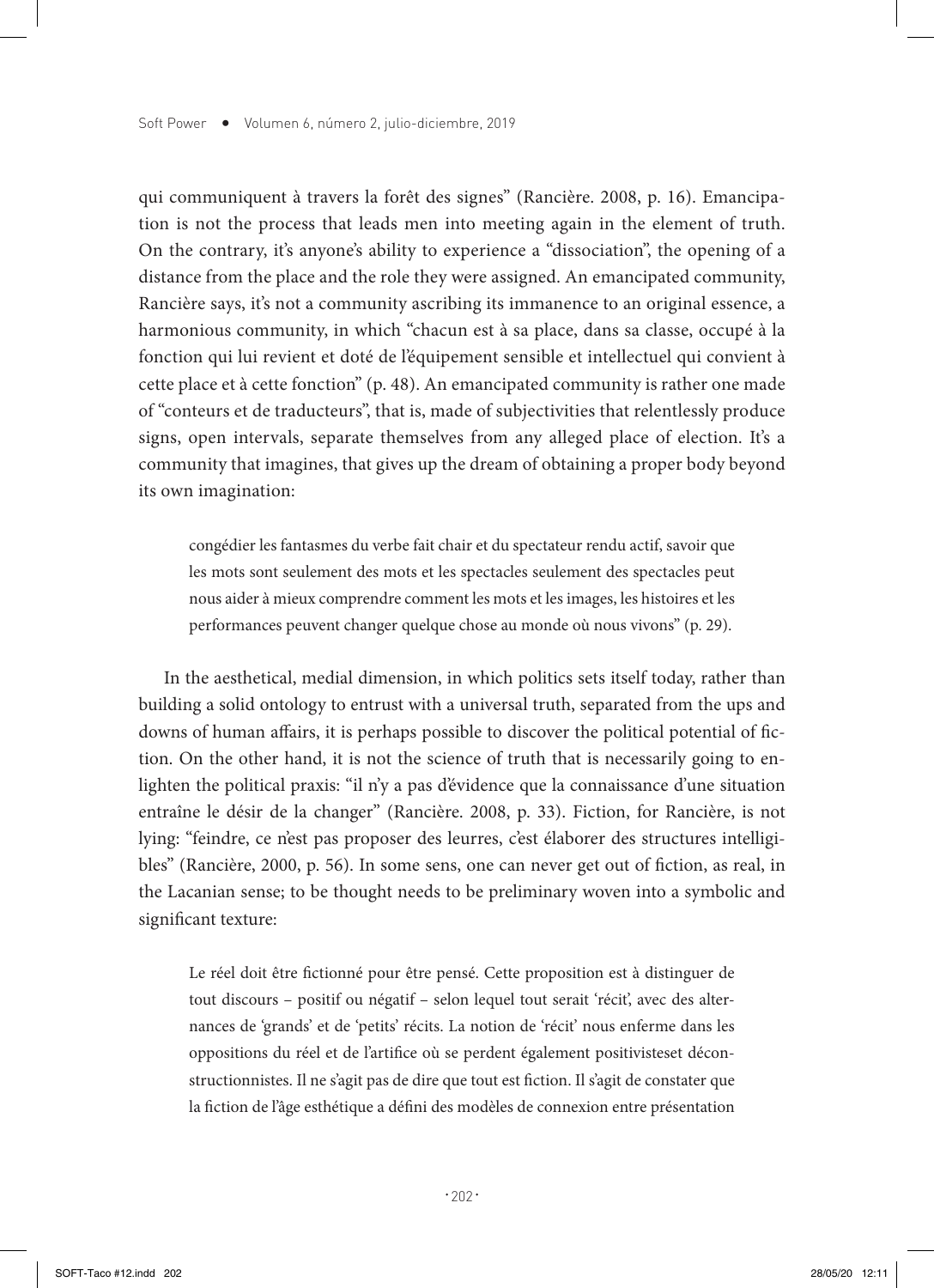qui communiquent à travers la forêt des signes" (Rancière. 2008, p. 16). Emancipation is not the process that leads men into meeting again in the element of truth. On the contrary, it's anyone's ability to experience a "dissociation", the opening of a distance from the place and the role they were assigned. An emancipated community, Rancière says, it's not a community ascribing its immanence to an original essence, a harmonious community, in which "chacun est à sa place, dans sa classe, occupé à la fonction qui lui revient et doté de l'équipement sensible et intellectuel qui convient à cette place et à cette fonction" (p. 48). An emancipated community is rather one made of "conteurs et de traducteurs", that is, made of subjectivities that relentlessly produce signs, open intervals, separate themselves from any alleged place of election. It's a community that imagines, that gives up the dream of obtaining a proper body beyond its own imagination:

> congédier les fantasmes du verbe fait chair et du spectateur rendu actif, savoir que les mots sont seulement des mots et les spectacles seulement des spectacles peut nous aider à mieux comprendre comment les mots et les images, les histoires et les performances peuvent changer quelque chose au monde où nous vivons" (p. 29).

In the aesthetical, medial dimension, in which politics sets itself today, rather than building a solid ontology to entrust with a universal truth, separated from the ups and downs of human affairs, it is perhaps possible to discover the political potential of fiction. On the other hand, it is not the science of truth that is necessarily going to enlighten the political praxis: "il n'y a pas d'évidence que la connaissance d'une situation entraîne le désir de la changer" (Rancière. 2008, p. 33). Fiction, for Rancière, is not lying: "feindre, ce n'est pas proposer des leurres, c'est élaborer des structures intelligibles" (Rancière, 2000, p. 56). In some sens, one can never get out of fiction, as real, in the Lacanian sense; to be thought needs to be preliminary woven into a symbolic and significant texture:

> Le réel doit être fictionné pour être pensé. Cette proposition est à distinguer de tout discours – positif ou négatif – selon lequel tout serait 'récit', avec des alternances de 'grands' et de 'petits' récits. La notion de 'récit' nous enferme dans les oppositions du réel et de l'artifice où se perdent également positivisteset déconstructionnistes. Il ne s'agit pas de dire que tout est fiction. Il s'agit de constater que la fiction de l'âge esthétique a défini des modèles de connexion entre présentation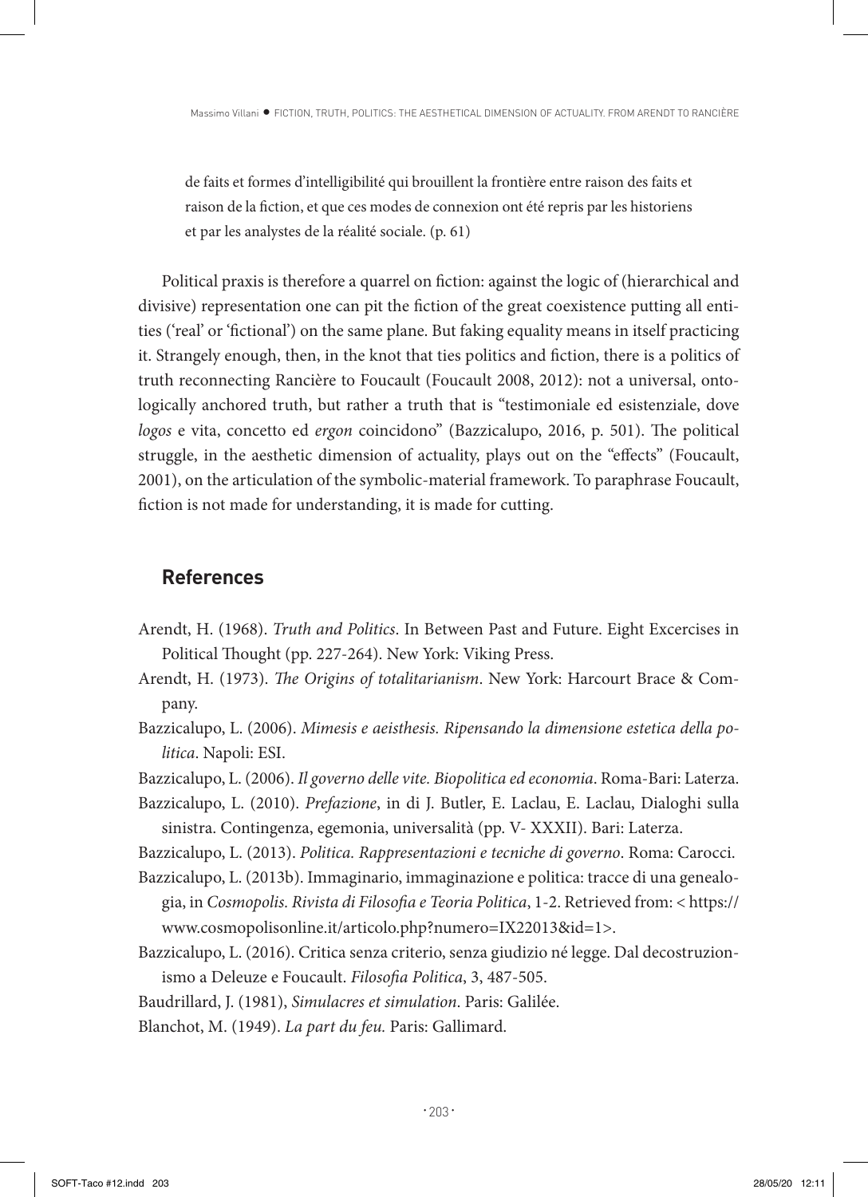> de faits et formes d'intelligibilité qui brouillent la frontière entre raison des faits et raison de la fiction, et que ces modes de connexion ont été repris par les historiens et par les analystes de la réalité sociale. (p. 61)

Political praxis is therefore a quarrel on fiction: against the logic of (hierarchical and divisive) representation one can pit the fiction of the great coexistence putting all entities ('real' or 'fictional') on the same plane. But faking equality means in itself practicing it. Strangely enough, then, in the knot that ties politics and fiction, there is a politics of truth reconnecting Rancière to Foucault (Foucault 2008, 2012): not a universal, ontologically anchored truth, but rather a truth that is "testimoniale ed esistenziale, dove *logos* e vita, concetto ed *ergon* coincidono" (Bazzicalupo, 2016, p. 501). The political struggle, in the aesthetic dimension of actuality, plays out on the "effects" (Foucault, 2001), on the articulation of the symbolic-material framework. To paraphrase Foucault, fiction is not made for understanding, it is made for cutting.

## References

Arendt, H. (1968). *Truth and Politics*. In Between Past and Future. Eight Excercises in Political Thought (pp. 227-264). New York: Viking Press.

Arendt, H. (1973). *The Origins of totalitarianism*. New York: Harcourt Brace & Company.

Bazzicalupo, L. (2006). *Mimesis e aeisthesis. Ripensando la dimensione estetica della politica*. Napoli: ESI.

Bazzicalupo, L. (2006). *Il governo delle vite. Biopolitica ed economia*. Roma-Bari: Laterza.

Bazzicalupo, L. (2010). *Prefazione*, in di J. Butler, E. Laclau, E. Laclau, Dialoghi sulla sinistra. Contingenza, egemonia, universalità (pp. V- XXXII). Bari: Laterza.

Bazzicalupo, L. (2013). *Politica. Rappresentazioni e tecniche di governo*. Roma: Carocci.

Bazzicalupo, L. (2013b). Immaginario, immaginazione e politica: tracce di una genealogia, in *Cosmopolis. Rivista di Filosofia e Teoria Politica*, 1-2. Retrieved from: < https://www.cosmopolisonline.it/articolo.php?numero=IX22013&id=1>.

Bazzicalupo, L. (2016). Critica senza criterio, senza giudizio né legge. Dal decostruzionismo a Deleuze e Foucault. *Filosofia Politica*, 3, 487-505.

Baudrillard, J. (1981), *Simulacres et simulation*. Paris: Galilée.

Blanchot, M. (1949). *La part du feu.* Paris: Gallimard.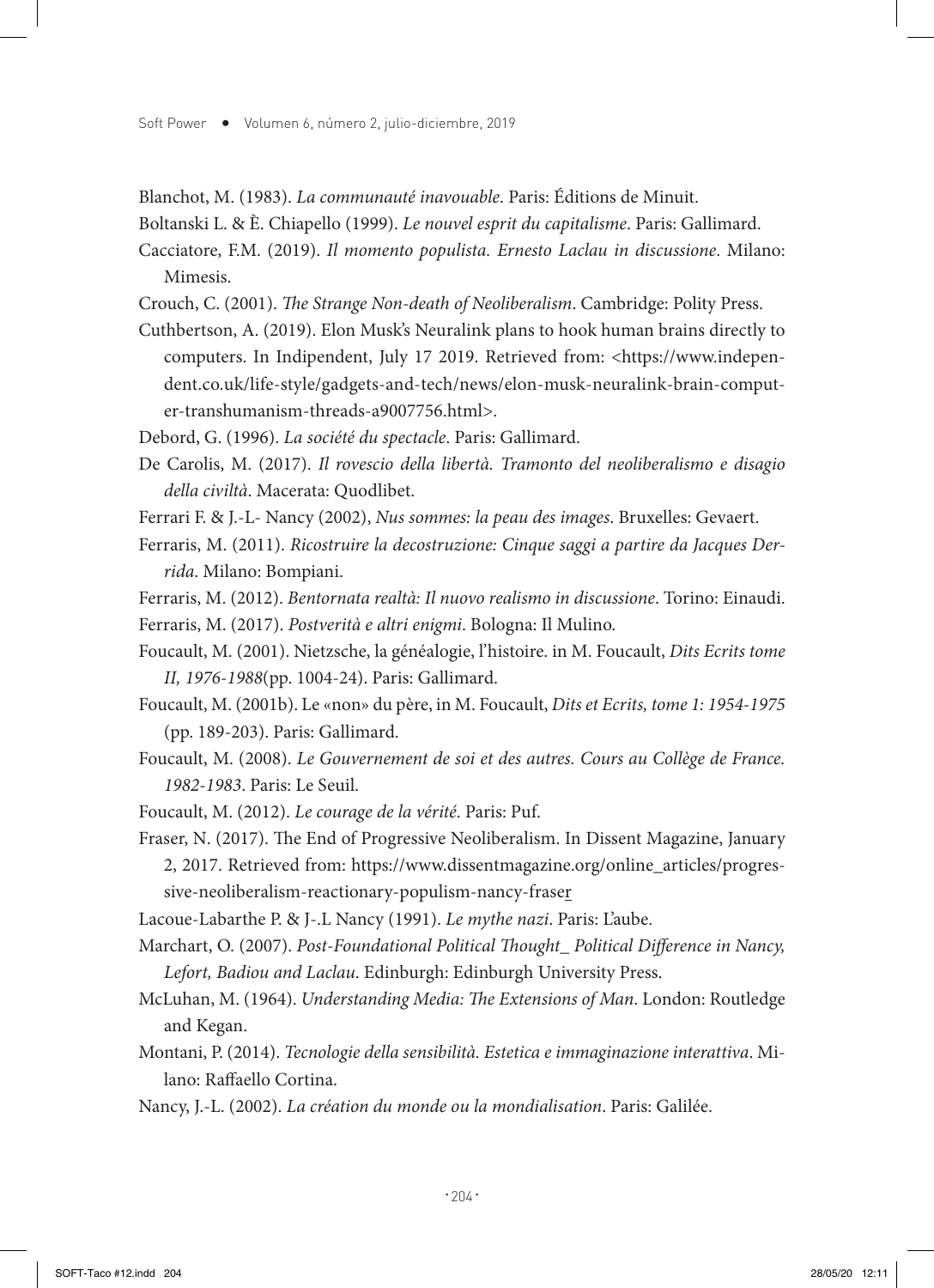Blanchot, M. (1983). *La communauté inavouable*. Paris: Éditions de Minuit.

Boltanski L. & È. Chiapello (1999). *Le nouvel esprit du capitalisme*. Paris: Gallimard.

Cacciatore, F.M. (2019). *Il momento populista. Ernesto Laclau in discussione*. Milano: Mimesis.

Crouch, C. (2001). *The Strange Non-death of Neoliberalism*. Cambridge: Polity Press.

Cuthbertson, A. (2019). Elon Musk's Neuralink plans to hook human brains directly to computers. In Indipendent, July 17 2019. Retrieved from: <https://www.independent.co.uk/life-style/gadgets-and-tech/news/elon-musk-neuralink-brain-computer-transhumanism-threads-a9007756.html>.

Debord, G. (1996). *La société du spectacle*. Paris: Gallimard.

De Carolis, M. (2017). *Il rovescio della libertà. Tramonto del neoliberalismo e disagio della civiltà*. Macerata: Quodlibet.

Ferrari F. & J.-L- Nancy (2002), *Nus sommes: la peau des images*. Bruxelles: Gevaert.

Ferraris, M. (2011). *Ricostruire la decostruzione: Cinque saggi a partire da Jacques Derrida*. Milano: Bompiani.

Ferraris, M. (2012). *Bentornata realtà: Il nuovo realismo in discussione*. Torino: Einaudi.

Ferraris, M. (2017). *Postverità e altri enigmi*. Bologna: Il Mulino.

Foucault, M. (2001). Nietzsche, la généalogie, l'histoire. in M. Foucault, *Dits Ecrits tome II, 1976-1988*(pp. 1004-24). Paris: Gallimard.

Foucault, M. (2001b). Le «non» du père, in M. Foucault, *Dits et Ecrits, tome 1: 1954-1975* (pp. 189-203). Paris: Gallimard.

Foucault, M. (2008). *Le Gouvernement de soi et des autres. Cours au Collège de France. 1982-1983*. Paris: Le Seuil.

Foucault, M. (2012). *Le courage de la vérité*. Paris: Puf.

Fraser, N. (2017). The End of Progressive Neoliberalism. In Dissent Magazine, January 2, 2017. Retrieved from: https://www.dissentmagazine.org/online_articles/progressive-neoliberalism-reactionary-populism-nancy-fraser

Lacoue-Labarthe P. & J-.L Nancy (1991). *Le mythe nazi*. Paris: L'aube.

Marchart, O. (2007). *Post-Foundational Political Thought_ Political Difference in Nancy, Lefort, Badiou and Laclau*. Edinburgh: Edinburgh University Press.

McLuhan, M. (1964). *Understanding Media: The Extensions of Man*. London: Routledge and Kegan.

Montani, P. (2014). *Tecnologie della sensibilità. Estetica e immaginazione interattiva*. Milano: Raffaello Cortina.

Nancy, J.-L. (2002). *La création du monde ou la mondialisation*. Paris: Galilée.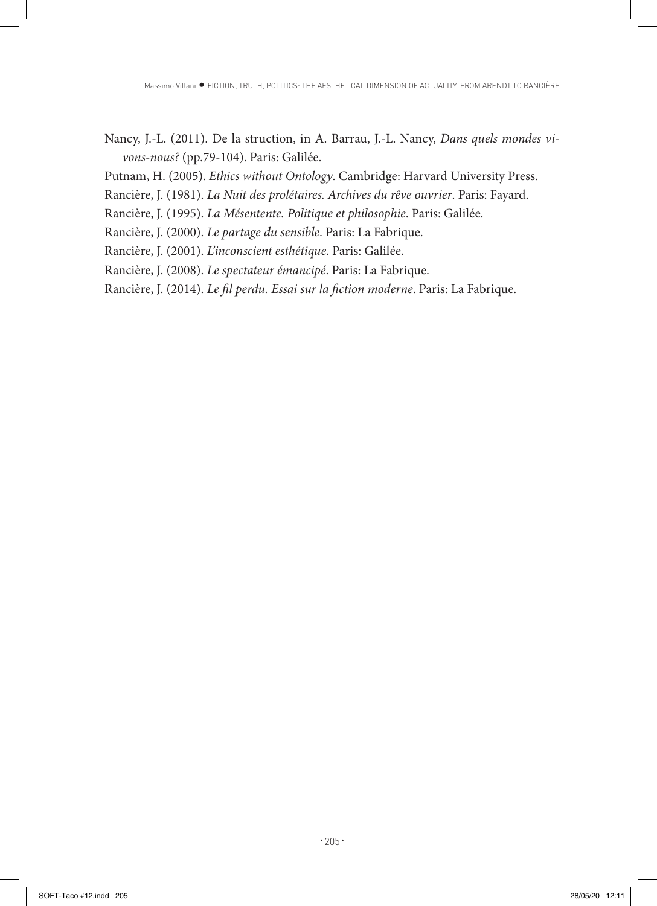Nancy, J.-L. (2011). De la struction, in A. Barrau, J.-L. Nancy, *Dans quels mondes vivons-nous?* (pp.79-104). Paris: Galilée.

Putnam, H. (2005). *Ethics without Ontology*. Cambridge: Harvard University Press.

Rancière, J. (1981). *La Nuit des prolétaires. Archives du rêve ouvrier*. Paris: Fayard.

Rancière, J. (1995). *La Mésentente. Politique et philosophie*. Paris: Galilée.

Rancière, J. (2000). *Le partage du sensible*. Paris: La Fabrique.

Rancière, J. (2001). *L'inconscient esthétique*. Paris: Galilée.

Rancière, J. (2008). *Le spectateur émancipé*. Paris: La Fabrique.

Rancière, J. (2014). *Le fil perdu. Essai sur la fiction moderne*. Paris: La Fabrique.